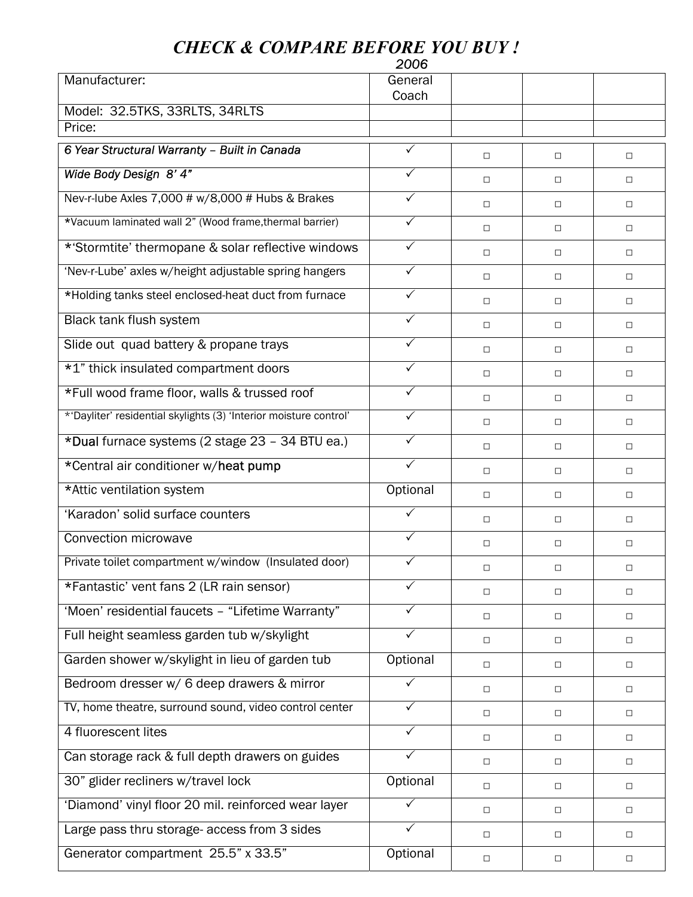# *CHECK & COMPARE BEFORE YOU BUY !*

| Manufacturer: | 2006<br>General Coach | | | |
|---|---|---|---|---|
| Model: 32.5TKS, 33RLTS, 34RLTS | | | | |
| Price: | | | | |
| *6 Year Structural Warranty – Built in Canada* | ✓ | □ | □ | □ |
| *Wide Body Design 8' 4"* | ✓ | □ | □ | □ |
| Nev-r-lube Axles 7,000 # w/8,000 # Hubs & Brakes | ✓ | □ | □ | □ |
| *Vacuum laminated wall 2" (Wood frame,thermal barrier) | ✓ | □ | □ | □ |
| *'Stormtite' thermopane & solar reflective windows | ✓ | □ | □ | □ |
| 'Nev-r-Lube' axles w/height adjustable spring hangers | ✓ | □ | □ | □ |
| *Holding tanks steel enclosed-heat duct from furnace | ✓ | □ | □ | □ |
| Black tank flush system | ✓ | □ | □ | □ |
| Slide out quad battery & propane trays | ✓ | □ | □ | □ |
| *1" thick insulated compartment doors | ✓ | □ | □ | □ |
| *Full wood frame floor, walls & trussed roof | ✓ | □ | □ | □ |
| *'Dayliter' residential skylights (3) 'Interior moisture control' | ✓ | □ | □ | □ |
| *Dual furnace systems (2 stage 23 – 34 BTU ea.) | ✓ | □ | □ | □ |
| *Central air conditioner w/heat pump | ✓ | □ | □ | □ |
| *Attic ventilation system | Optional | □ | □ | □ |
| 'Karadon' solid surface counters | ✓ | □ | □ | □ |
| Convection microwave | ✓ | □ | □ | □ |
| Private toilet compartment w/window (Insulated door) | ✓ | □ | □ | □ |
| *Fantastic' vent fans 2 (LR rain sensor) | ✓ | □ | □ | □ |
| 'Moen' residential faucets – "Lifetime Warranty" | ✓ | □ | □ | □ |
| Full height seamless garden tub w/skylight | ✓ | □ | □ | □ |
| Garden shower w/skylight in lieu of garden tub | Optional | □ | □ | □ |
| Bedroom dresser w/ 6 deep drawers & mirror | ✓ | □ | □ | □ |
| TV, home theatre, surround sound, video control center | ✓ | □ | □ | □ |
| 4 fluorescent lites | ✓ | □ | □ | □ |
| Can storage rack & full depth drawers on guides | ✓ | □ | □ | □ |
| 30" glider recliners w/travel lock | Optional | □ | □ | □ |
| 'Diamond' vinyl floor 20 mil. reinforced wear layer | ✓ | □ | □ | □ |
| Large pass thru storage- access from 3 sides | ✓ | □ | □ | □ |
| Generator compartment 25.5" x 33.5" | Optional | □ | □ | □ |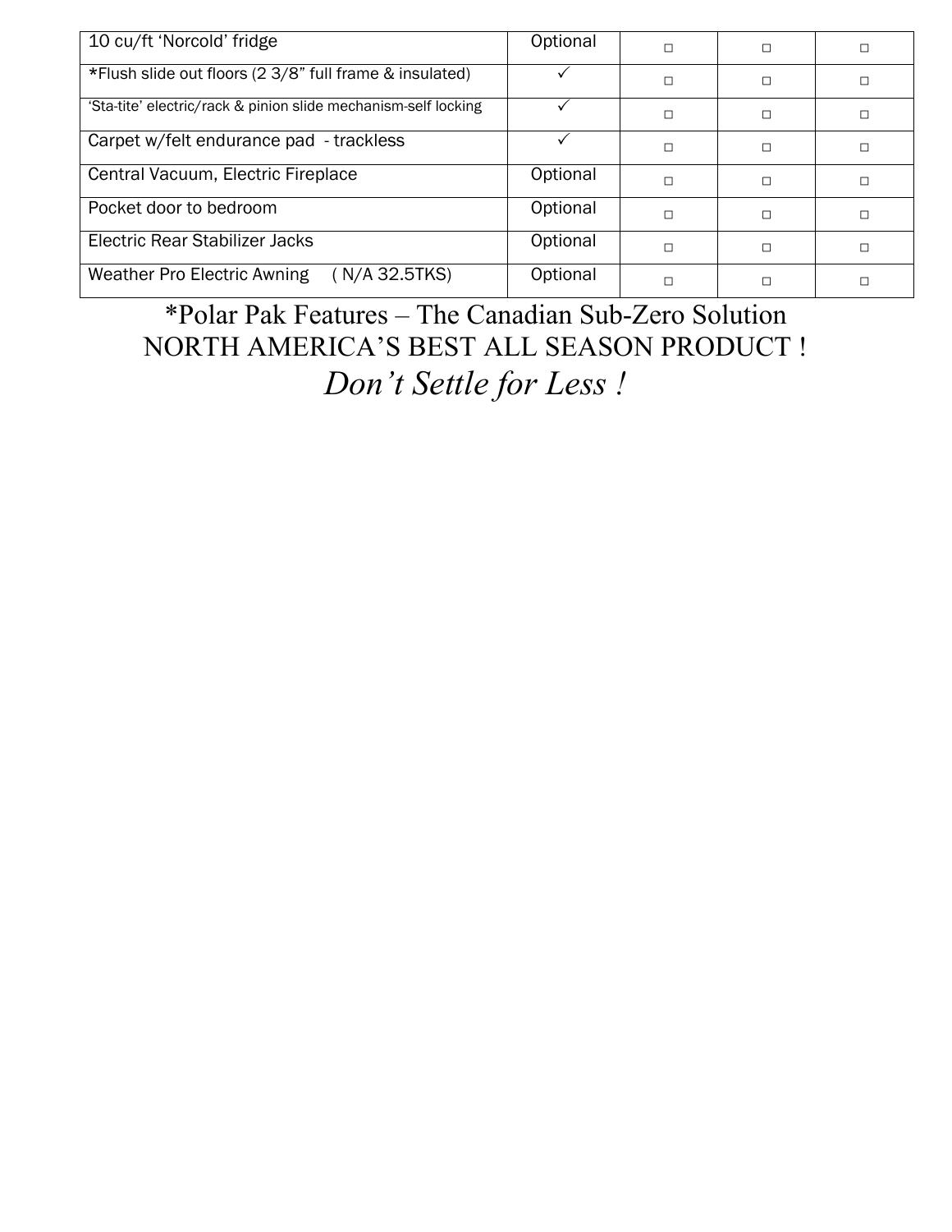| | | | | |
|---|---|---|---|---|
| 10 cu/ft 'Norcold' fridge | Optional | □ | □ | □ |
| *Flush slide out floors (2 3/8" full frame & insulated) | ✓ | □ | □ | □ |
| 'Sta-tite' electric/rack & pinion slide mechanism-self locking | ✓ | □ | □ | □ |
| Carpet w/felt endurance pad - trackless | ✓ | □ | □ | □ |
| Central Vacuum, Electric Fireplace | Optional | □ | □ | □ |
| Pocket door to bedroom | Optional | □ | □ | □ |
| Electric Rear Stabilizer Jacks | Optional | □ | □ | □ |
| Weather Pro Electric Awning ( N/A 32.5TKS) | Optional | □ | □ | □ |

*Polar Pak Features – The Canadian Sub-Zero Solution

NORTH AMERICA'S BEST ALL SEASON PRODUCT !

*Don't Settle for Less !*